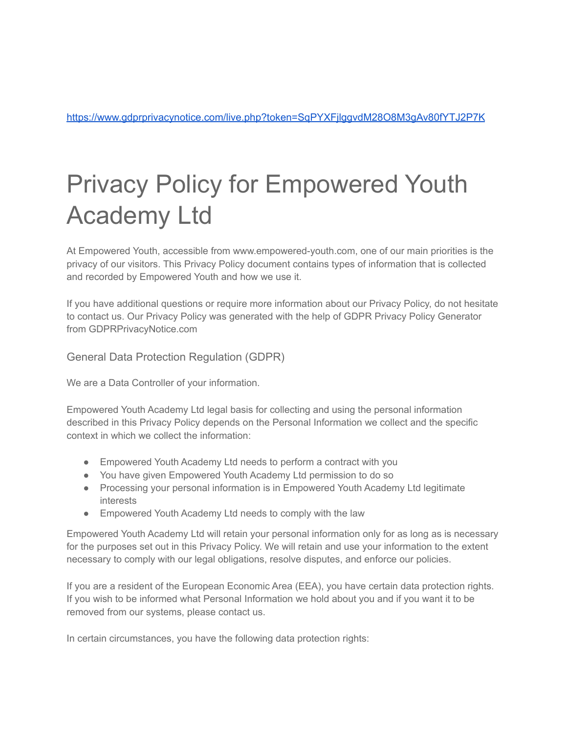https://www.gdprprivacynotice.com/live.php?token=SqPYXFjlggvdM28O8M3gAv80fYTJ2P7K

# Privacy Policy for Empowered Youth Academy Ltd

At Empowered Youth, accessible from www.empowered-youth.com, one of our main priorities is the privacy of our visitors. This Privacy Policy document contains types of information that is collected and recorded by Empowered Youth and how we use it.

If you have additional questions or require more information about our Privacy Policy, do not hesitate to contact us. Our Privacy Policy was generated with the help of GDPR Privacy Policy Generator from GDPRPrivacyNotice.com

## General Data Protection Regulation (GDPR)

We are a Data Controller of your information.

Empowered Youth Academy Ltd legal basis for collecting and using the personal information described in this Privacy Policy depends on the Personal Information we collect and the specific context in which we collect the information:

- Empowered Youth Academy Ltd needs to perform a contract with you
- You have given Empowered Youth Academy Ltd permission to do so
- Processing your personal information is in Empowered Youth Academy Ltd legitimate interests
- Empowered Youth Academy Ltd needs to comply with the law

Empowered Youth Academy Ltd will retain your personal information only for as long as is necessary for the purposes set out in this Privacy Policy. We will retain and use your information to the extent necessary to comply with our legal obligations, resolve disputes, and enforce our policies.

If you are a resident of the European Economic Area (EEA), you have certain data protection rights. If you wish to be informed what Personal Information we hold about you and if you want it to be removed from our systems, please contact us.

In certain circumstances, you have the following data protection rights: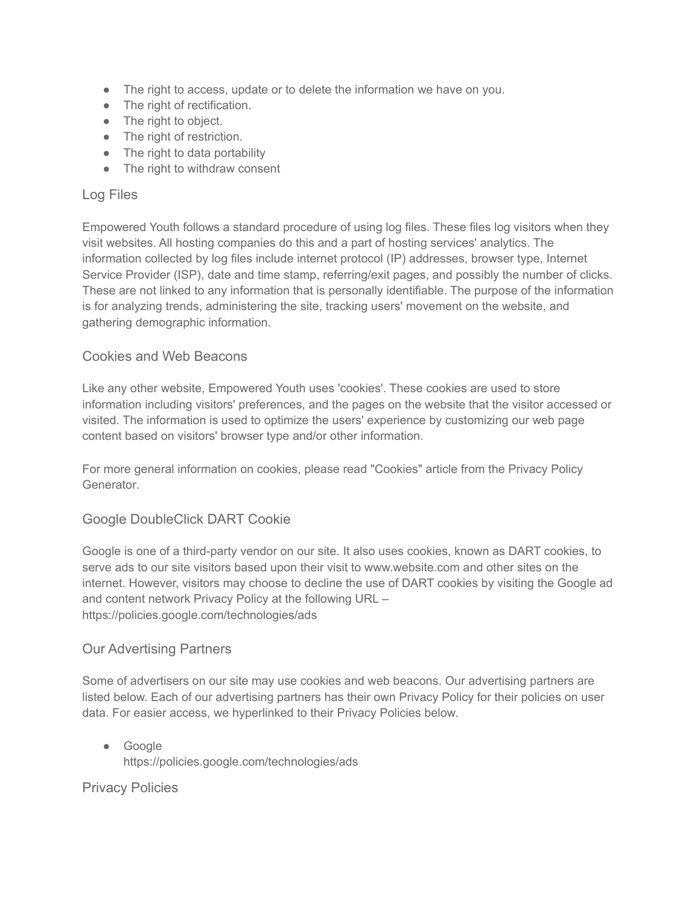- The right to access, update or to delete the information we have on you.
- The right of rectification.
- The right to object.
- The right of restriction.
- The right to data portability
- The right to withdraw consent

## Log Files

Empowered Youth follows a standard procedure of using log files. These files log visitors when they visit websites. All hosting companies do this and a part of hosting services' analytics. The information collected by log files include internet protocol (IP) addresses, browser type, Internet Service Provider (ISP), date and time stamp, referring/exit pages, and possibly the number of clicks. These are not linked to any information that is personally identifiable. The purpose of the information is for analyzing trends, administering the site, tracking users' movement on the website, and gathering demographic information.

## Cookies and Web Beacons

Like any other website, Empowered Youth uses 'cookies'. These cookies are used to store information including visitors' preferences, and the pages on the website that the visitor accessed or visited. The information is used to optimize the users' experience by customizing our web page content based on visitors' browser type and/or other information.

For more general information on cookies, please read "Cookies" article from the Privacy Policy Generator.

## Google DoubleClick DART Cookie

Google is one of a third-party vendor on our site. It also uses cookies, known as DART cookies, to serve ads to our site visitors based upon their visit to www.website.com and other sites on the internet. However, visitors may choose to decline the use of DART cookies by visiting the Google ad and content network Privacy Policy at the following URL – https://policies.google.com/technologies/ads

## Our Advertising Partners

Some of advertisers on our site may use cookies and web beacons. Our advertising partners are listed below. Each of our advertising partners has their own Privacy Policy for their policies on user data. For easier access, we hyperlinked to their Privacy Policies below.

- Google
  https://policies.google.com/technologies/ads

## Privacy Policies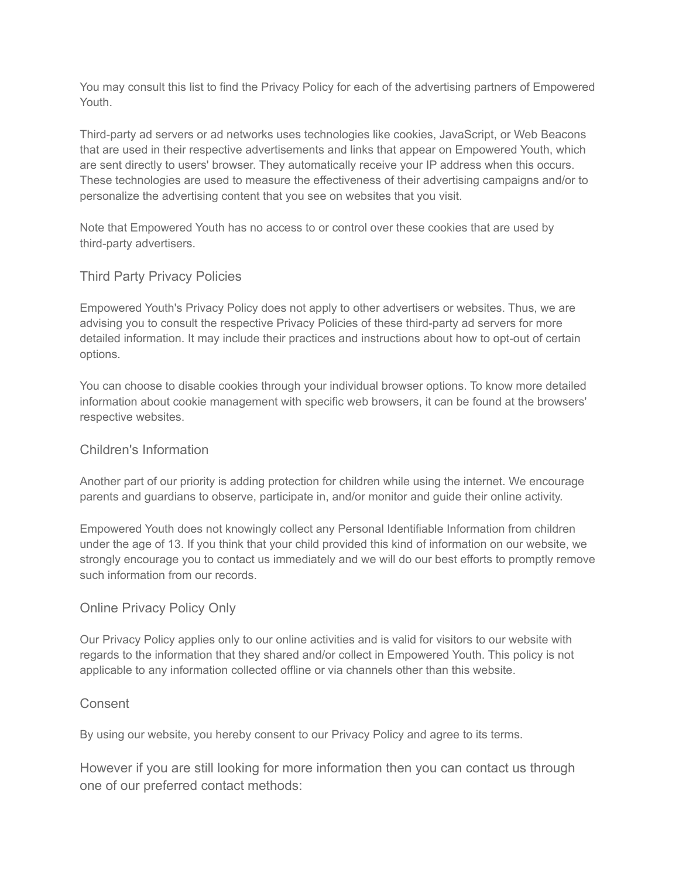You may consult this list to find the Privacy Policy for each of the advertising partners of Empowered Youth.

Third-party ad servers or ad networks uses technologies like cookies, JavaScript, or Web Beacons that are used in their respective advertisements and links that appear on Empowered Youth, which are sent directly to users' browser. They automatically receive your IP address when this occurs. These technologies are used to measure the effectiveness of their advertising campaigns and/or to personalize the advertising content that you see on websites that you visit.

Note that Empowered Youth has no access to or control over these cookies that are used by third-party advertisers.

## Third Party Privacy Policies

Empowered Youth's Privacy Policy does not apply to other advertisers or websites. Thus, we are advising you to consult the respective Privacy Policies of these third-party ad servers for more detailed information. It may include their practices and instructions about how to opt-out of certain options.

You can choose to disable cookies through your individual browser options. To know more detailed information about cookie management with specific web browsers, it can be found at the browsers' respective websites.

## Children's Information

Another part of our priority is adding protection for children while using the internet. We encourage parents and guardians to observe, participate in, and/or monitor and guide their online activity.

Empowered Youth does not knowingly collect any Personal Identifiable Information from children under the age of 13. If you think that your child provided this kind of information on our website, we strongly encourage you to contact us immediately and we will do our best efforts to promptly remove such information from our records.

## Online Privacy Policy Only

Our Privacy Policy applies only to our online activities and is valid for visitors to our website with regards to the information that they shared and/or collect in Empowered Youth. This policy is not applicable to any information collected offline or via channels other than this website.

## Consent

By using our website, you hereby consent to our Privacy Policy and agree to its terms.

However if you are still looking for more information then you can contact us through one of our preferred contact methods: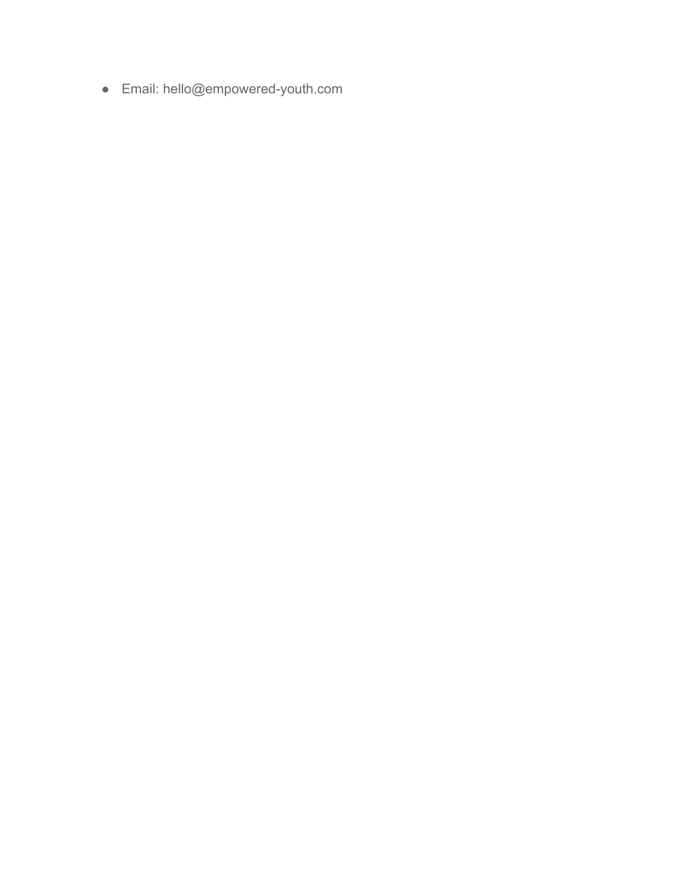- Email: hello@empowered-youth.com